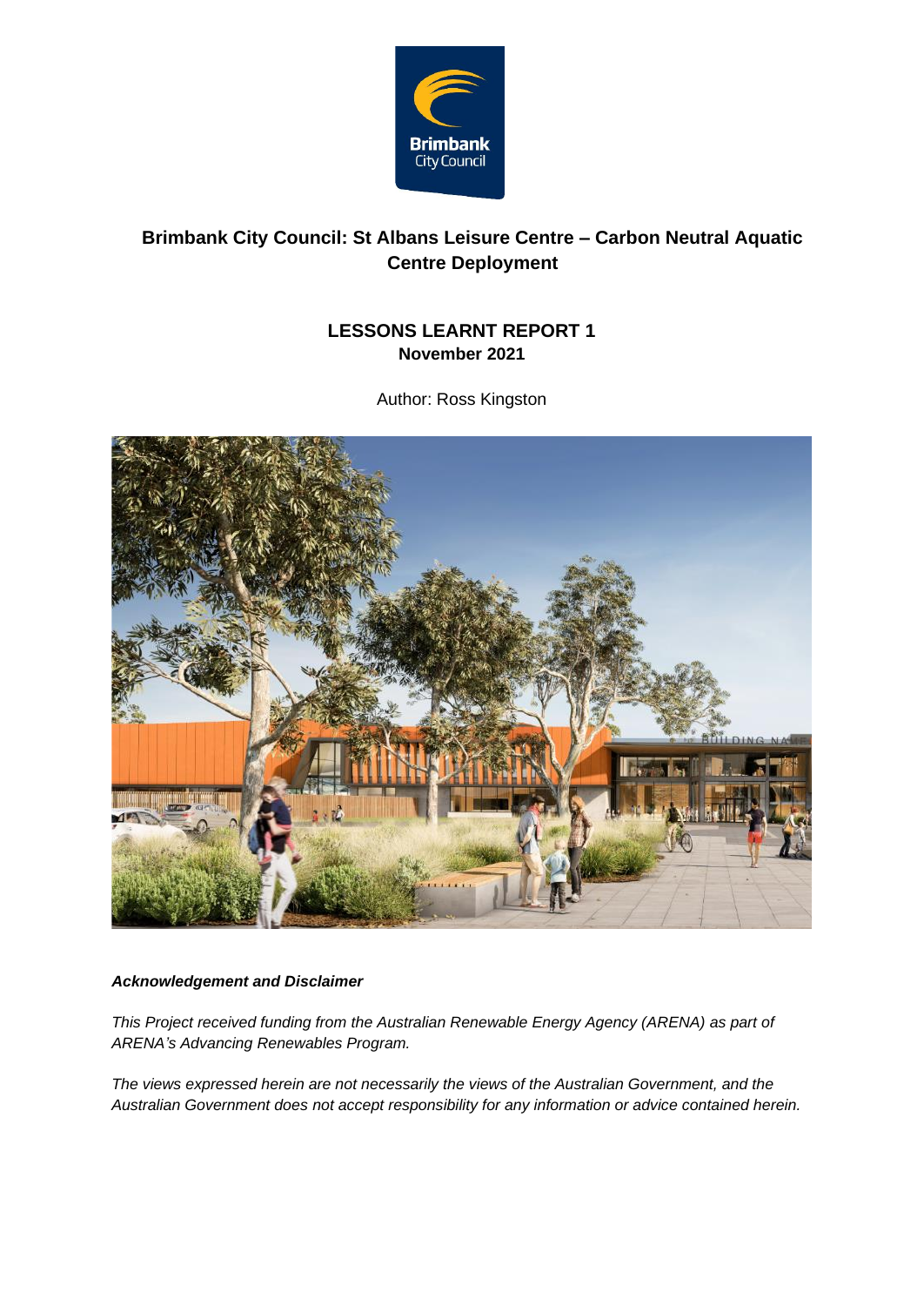# Brimbank City Council: St Albans Leisure Centre – Carbon Neutral Aquatic Centre Deployment

## LESSONS LEARNT REPORT 1

**November 2021**

Author: Ross Kingston

***Acknowledgement and Disclaimer***

*This Project received funding from the Australian Renewable Energy Agency (ARENA) as part of ARENA's Advancing Renewables Program.*

*The views expressed herein are not necessarily the views of the Australian Government, and the Australian Government does not accept responsibility for any information or advice contained herein.*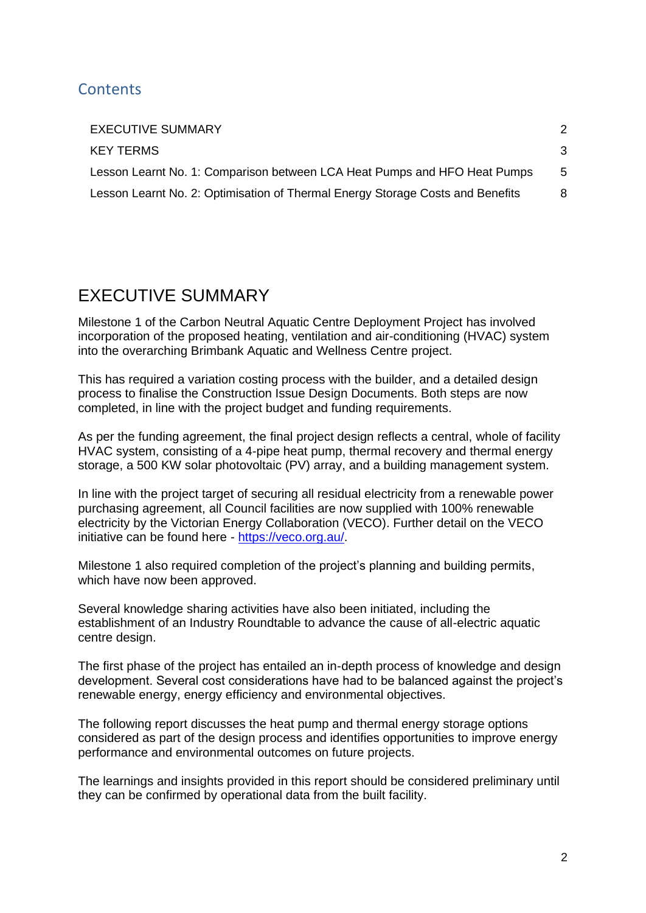## Contents

| | |
|---|---|
| EXECUTIVE SUMMARY | 2 |
| KEY TERMS | 3 |
| Lesson Learnt No. 1: Comparison between LCA Heat Pumps and HFO Heat Pumps | 5 |
| Lesson Learnt No. 2: Optimisation of Thermal Energy Storage Costs and Benefits | 8 |

# EXECUTIVE SUMMARY

Milestone 1 of the Carbon Neutral Aquatic Centre Deployment Project has involved incorporation of the proposed heating, ventilation and air-conditioning (HVAC) system into the overarching Brimbank Aquatic and Wellness Centre project.

This has required a variation costing process with the builder, and a detailed design process to finalise the Construction Issue Design Documents. Both steps are now completed, in line with the project budget and funding requirements.

As per the funding agreement, the final project design reflects a central, whole of facility HVAC system, consisting of a 4-pipe heat pump, thermal recovery and thermal energy storage, a 500 KW solar photovoltaic (PV) array, and a building management system.

In line with the project target of securing all residual electricity from a renewable power purchasing agreement, all Council facilities are now supplied with 100% renewable electricity by the Victorian Energy Collaboration (VECO). Further detail on the VECO initiative can be found here - [https://veco.org.au/](https://veco.org.au/).

Milestone 1 also required completion of the project's planning and building permits, which have now been approved.

Several knowledge sharing activities have also been initiated, including the establishment of an Industry Roundtable to advance the cause of all-electric aquatic centre design.

The first phase of the project has entailed an in-depth process of knowledge and design development. Several cost considerations have had to be balanced against the project's renewable energy, energy efficiency and environmental objectives.

The following report discusses the heat pump and thermal energy storage options considered as part of the design process and identifies opportunities to improve energy performance and environmental outcomes on future projects.

The learnings and insights provided in this report should be considered preliminary until they can be confirmed by operational data from the built facility.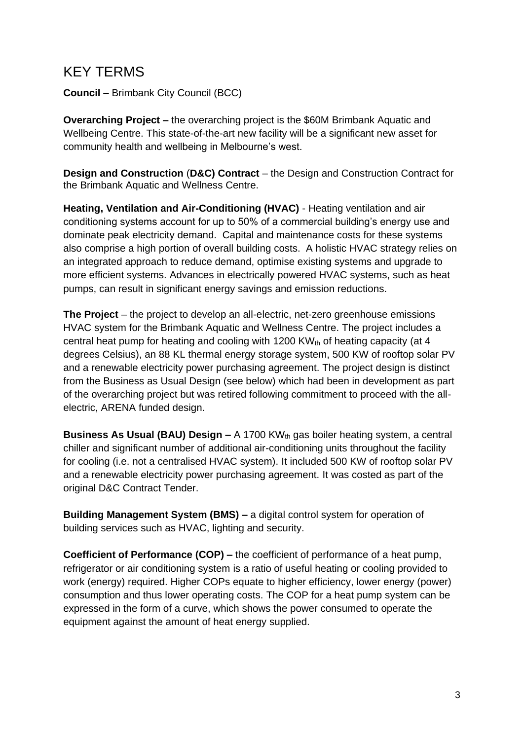# KEY TERMS

**Council –** Brimbank City Council (BCC)

**Overarching Project –** the overarching project is the $60M Brimbank Aquatic and Wellbeing Centre. This state-of-the-art new facility will be a significant new asset for community health and wellbeing in Melbourne's west.

**Design and Construction** (**D&C) Contract** – the Design and Construction Contract for the Brimbank Aquatic and Wellness Centre.

**Heating, Ventilation and Air-Conditioning (HVAC)** - Heating ventilation and air conditioning systems account for up to 50% of a commercial building's energy use and dominate peak electricity demand. Capital and maintenance costs for these systems also comprise a high portion of overall building costs. A holistic HVAC strategy relies on an integrated approach to reduce demand, optimise existing systems and upgrade to more efficient systems. Advances in electrically powered HVAC systems, such as heat pumps, can result in significant energy savings and emission reductions.

**The Project** – the project to develop an all-electric, net-zero greenhouse emissions HVAC system for the Brimbank Aquatic and Wellness Centre. The project includes a central heat pump for heating and cooling with 1200 $KW_{th}$ of heating capacity (at 4 degrees Celsius), an 88 KL thermal energy storage system, 500 KW of rooftop solar PV and a renewable electricity power purchasing agreement. The project design is distinct from the Business as Usual Design (see below) which had been in development as part of the overarching project but was retired following commitment to proceed with the all-electric, ARENA funded design.

**Business As Usual (BAU) Design –** A 1700 $KW_{th}$ gas boiler heating system, a central chiller and significant number of additional air-conditioning units throughout the facility for cooling (i.e. not a centralised HVAC system). It included 500 KW of rooftop solar PV and a renewable electricity power purchasing agreement. It was costed as part of the original D&C Contract Tender.

**Building Management System (BMS) –** a digital control system for operation of building services such as HVAC, lighting and security.

**Coefficient of Performance (COP) –** the coefficient of performance of a heat pump, refrigerator or air conditioning system is a ratio of useful heating or cooling provided to work (energy) required. Higher COPs equate to higher efficiency, lower energy (power) consumption and thus lower operating costs. The COP for a heat pump system can be expressed in the form of a curve, which shows the power consumed to operate the equipment against the amount of heat energy supplied.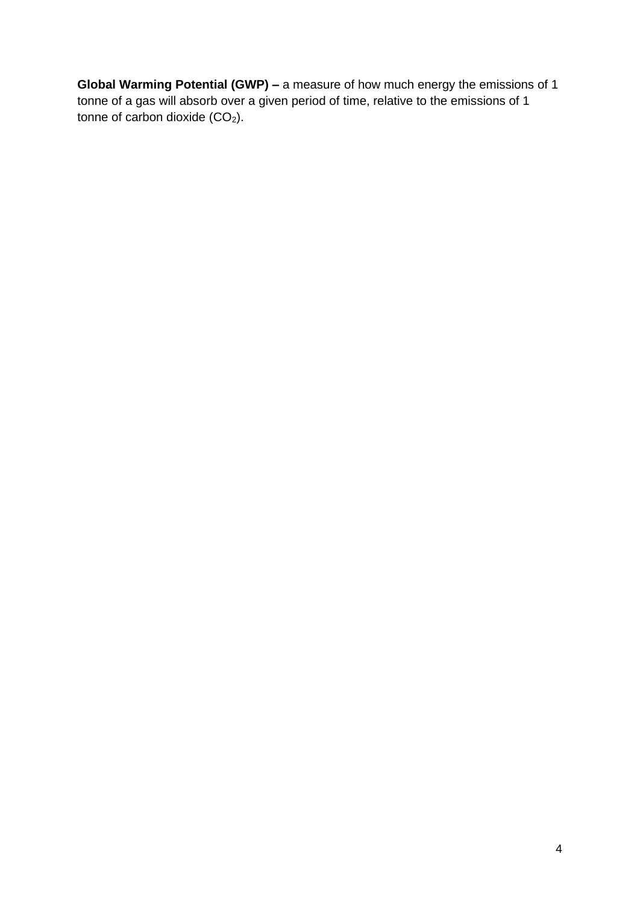**Global Warming Potential (GWP) –** a measure of how much energy the emissions of 1 tonne of a gas will absorb over a given period of time, relative to the emissions of 1 tonne of carbon dioxide ($CO_2$).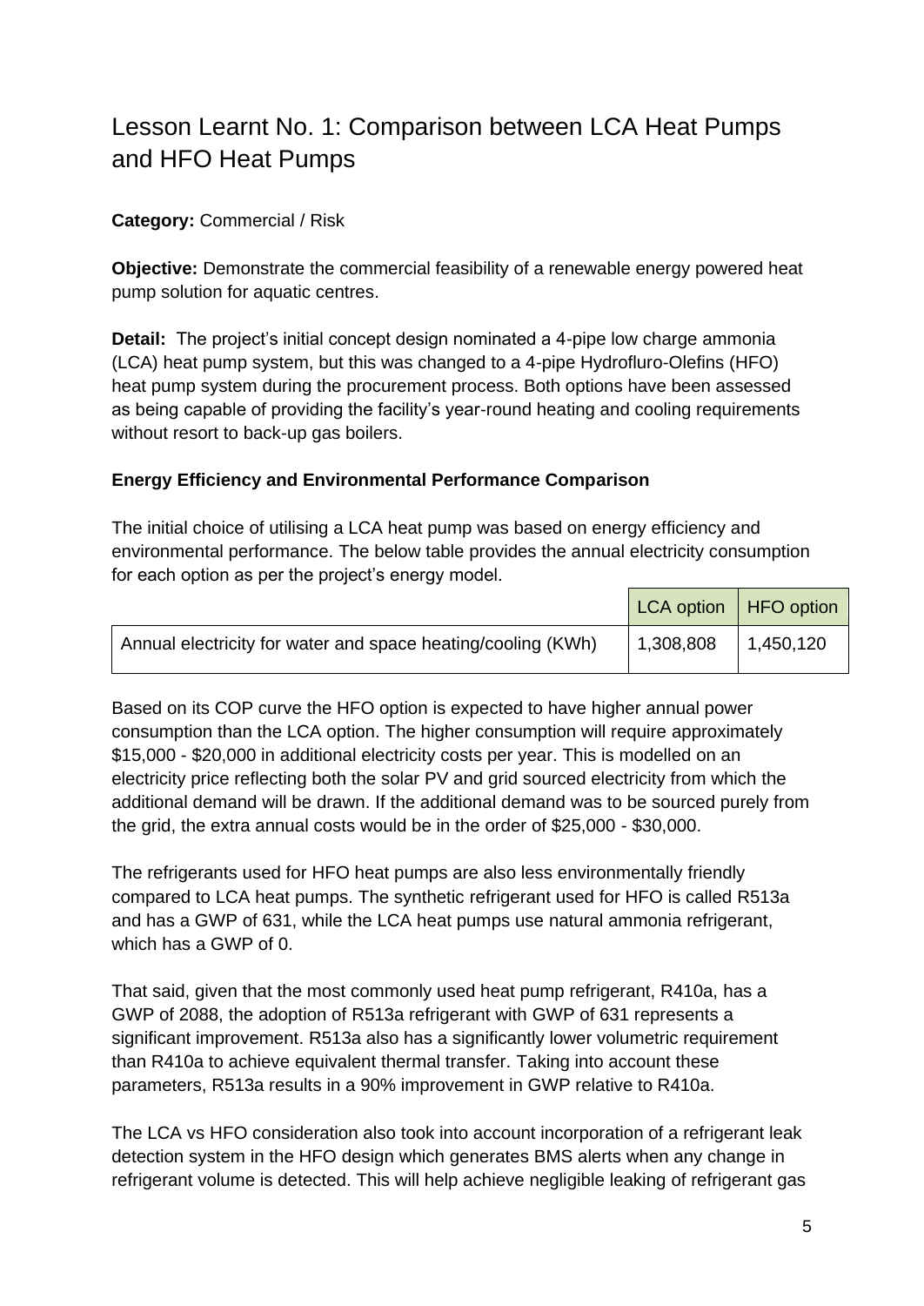# Lesson Learnt No. 1: Comparison between LCA Heat Pumps and HFO Heat Pumps

**Category:** Commercial / Risk

**Objective:** Demonstrate the commercial feasibility of a renewable energy powered heat pump solution for aquatic centres.

**Detail:** The project's initial concept design nominated a 4-pipe low charge ammonia (LCA) heat pump system, but this was changed to a 4-pipe Hydrofluro-Olefins (HFO) heat pump system during the procurement process. Both options have been assessed as being capable of providing the facility's year-round heating and cooling requirements without resort to back-up gas boilers.

### Energy Efficiency and Environmental Performance Comparison

The initial choice of utilising a LCA heat pump was based on energy efficiency and environmental performance. The below table provides the annual electricity consumption for each option as per the project's energy model.

| | LCA option | HFO option |
|---|---|---|
| Annual electricity for water and space heating/cooling (KWh) | 1,308,808 | 1,450,120 |

Based on its COP curve the HFO option is expected to have higher annual power consumption than the LCA option. The higher consumption will require approximately \$15,000 - \$20,000 in additional electricity costs per year. This is modelled on an electricity price reflecting both the solar PV and grid sourced electricity from which the additional demand will be drawn. If the additional demand was to be sourced purely from the grid, the extra annual costs would be in the order of \$25,000 - \$30,000.

The refrigerants used for HFO heat pumps are also less environmentally friendly compared to LCA heat pumps. The synthetic refrigerant used for HFO is called R513a and has a GWP of 631, while the LCA heat pumps use natural ammonia refrigerant, which has a GWP of 0.

That said, given that the most commonly used heat pump refrigerant, R410a, has a GWP of 2088, the adoption of R513a refrigerant with GWP of 631 represents a significant improvement. R513a also has a significantly lower volumetric requirement than R410a to achieve equivalent thermal transfer. Taking into account these parameters, R513a results in a 90% improvement in GWP relative to R410a.

The LCA vs HFO consideration also took into account incorporation of a refrigerant leak detection system in the HFO design which generates BMS alerts when any change in refrigerant volume is detected. This will help achieve negligible leaking of refrigerant gas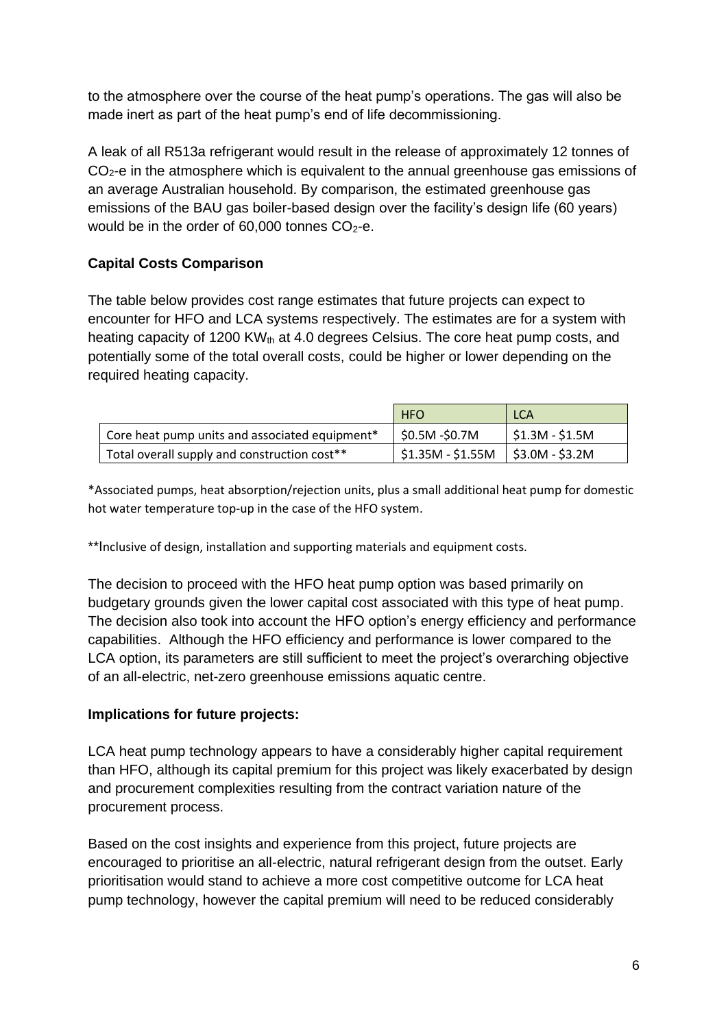to the atmosphere over the course of the heat pump's operations. The gas will also be made inert as part of the heat pump's end of life decommissioning.

A leak of all R513a refrigerant would result in the release of approximately 12 tonnes of $CO_2$-e in the atmosphere which is equivalent to the annual greenhouse gas emissions of an average Australian household. By comparison, the estimated greenhouse gas emissions of the BAU gas boiler-based design over the facility's design life (60 years) would be in the order of 60,000 tonnes $CO_2$-e.

**Capital Costs Comparison**

The table below provides cost range estimates that future projects can expect to encounter for HFO and LCA systems respectively. The estimates are for a system with heating capacity of 1200 $KW_{th}$ at 4.0 degrees Celsius. The core heat pump costs, and potentially some of the total overall costs, could be higher or lower depending on the required heating capacity.

| | HFO | LCA |
|---|---|---|
| Core heat pump units and associated equipment* | $0.5M -$0.7M | $1.3M - $1.5M |
| Total overall supply and construction cost** | $1.35M - $1.55M | $3.0M - $3.2M |

*Associated pumps, heat absorption/rejection units, plus a small additional heat pump for domestic hot water temperature top-up in the case of the HFO system.

**Inclusive of design, installation and supporting materials and equipment costs.

The decision to proceed with the HFO heat pump option was based primarily on budgetary grounds given the lower capital cost associated with this type of heat pump. The decision also took into account the HFO option's energy efficiency and performance capabilities. Although the HFO efficiency and performance is lower compared to the LCA option, its parameters are still sufficient to meet the project's overarching objective of an all-electric, net-zero greenhouse emissions aquatic centre.

**Implications for future projects:**

LCA heat pump technology appears to have a considerably higher capital requirement than HFO, although its capital premium for this project was likely exacerbated by design and procurement complexities resulting from the contract variation nature of the procurement process.

Based on the cost insights and experience from this project, future projects are encouraged to prioritise an all-electric, natural refrigerant design from the outset. Early prioritisation would stand to achieve a more cost competitive outcome for LCA heat pump technology, however the capital premium will need to be reduced considerably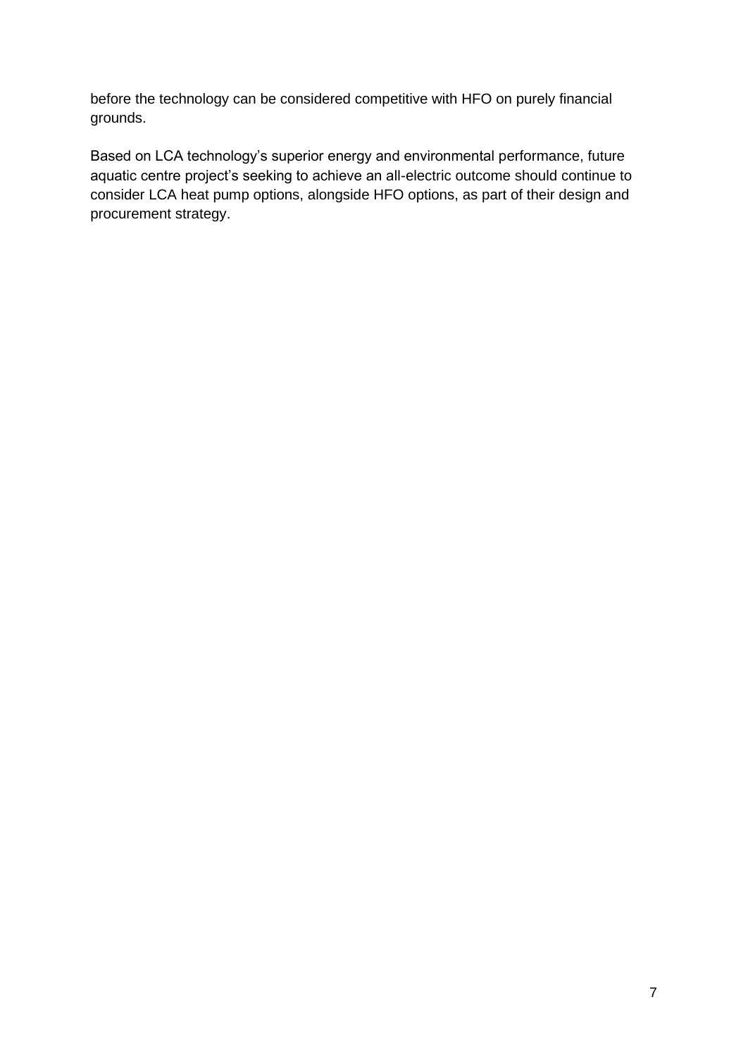before the technology can be considered competitive with HFO on purely financial grounds.

Based on LCA technology's superior energy and environmental performance, future aquatic centre project's seeking to achieve an all-electric outcome should continue to consider LCA heat pump options, alongside HFO options, as part of their design and procurement strategy.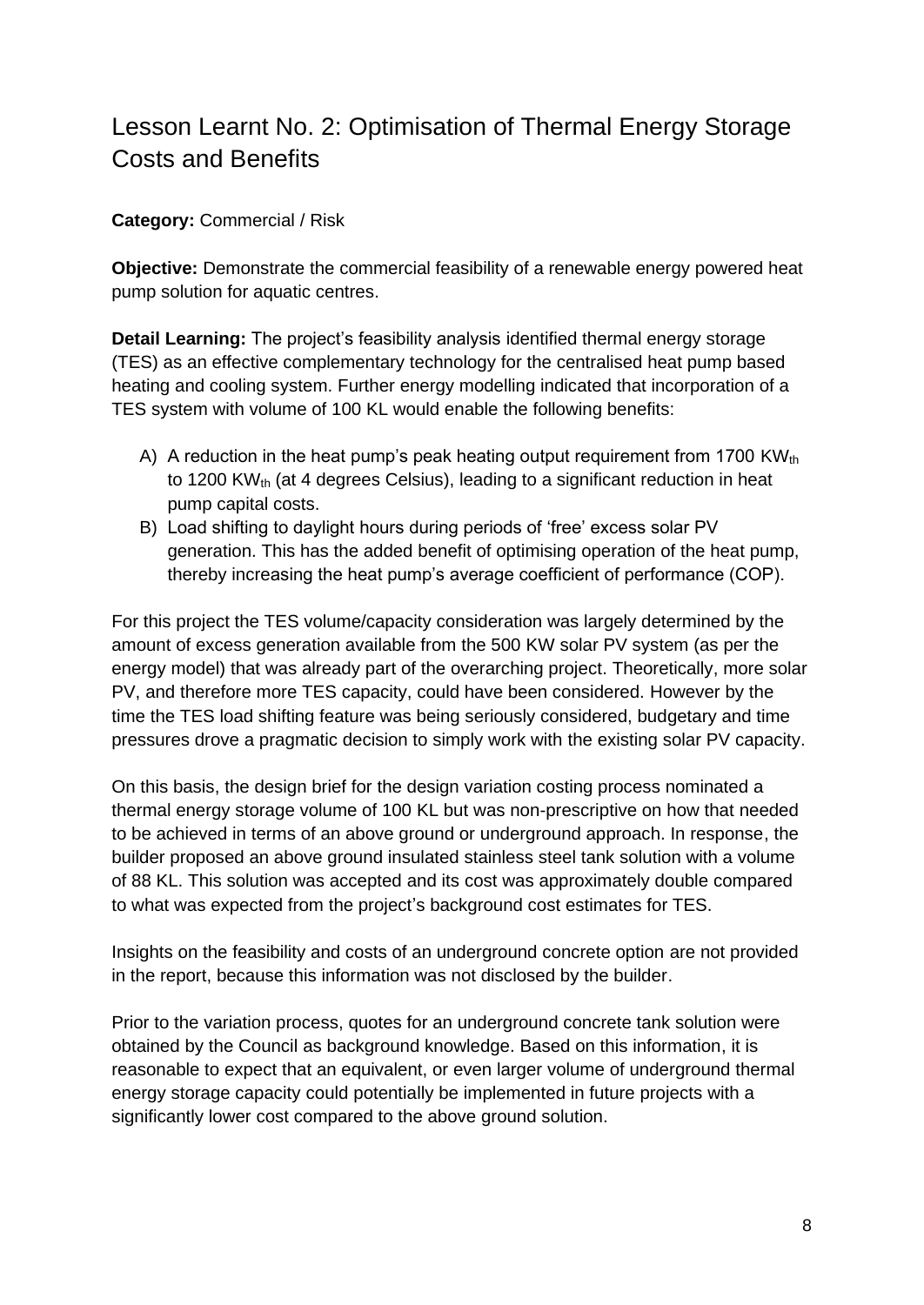# Lesson Learnt No. 2: Optimisation of Thermal Energy Storage Costs and Benefits

**Category:** Commercial / Risk

**Objective:** Demonstrate the commercial feasibility of a renewable energy powered heat pump solution for aquatic centres.

**Detail Learning:** The project's feasibility analysis identified thermal energy storage (TES) as an effective complementary technology for the centralised heat pump based heating and cooling system. Further energy modelling indicated that incorporation of a TES system with volume of 100 KL would enable the following benefits:

A) A reduction in the heat pump's peak heating output requirement from 1700 $KW_{th}$ to 1200 $KW_{th}$ (at 4 degrees Celsius), leading to a significant reduction in heat pump capital costs.
B) Load shifting to daylight hours during periods of 'free' excess solar PV generation. This has the added benefit of optimising operation of the heat pump, thereby increasing the heat pump's average coefficient of performance (COP).

For this project the TES volume/capacity consideration was largely determined by the amount of excess generation available from the 500 KW solar PV system (as per the energy model) that was already part of the overarching project. Theoretically, more solar PV, and therefore more TES capacity, could have been considered. However by the time the TES load shifting feature was being seriously considered, budgetary and time pressures drove a pragmatic decision to simply work with the existing solar PV capacity.

On this basis, the design brief for the design variation costing process nominated a thermal energy storage volume of 100 KL but was non-prescriptive on how that needed to be achieved in terms of an above ground or underground approach. In response, the builder proposed an above ground insulated stainless steel tank solution with a volume of 88 KL. This solution was accepted and its cost was approximately double compared to what was expected from the project's background cost estimates for TES.

Insights on the feasibility and costs of an underground concrete option are not provided in the report, because this information was not disclosed by the builder.

Prior to the variation process, quotes for an underground concrete tank solution were obtained by the Council as background knowledge. Based on this information, it is reasonable to expect that an equivalent, or even larger volume of underground thermal energy storage capacity could potentially be implemented in future projects with a significantly lower cost compared to the above ground solution.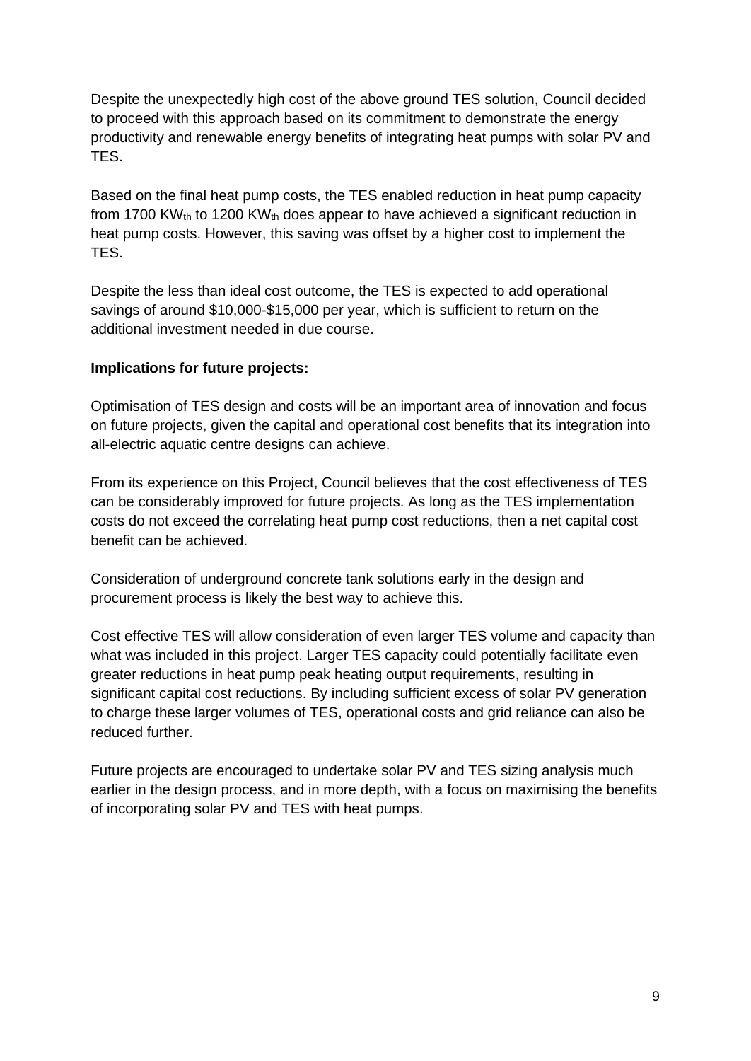Despite the unexpectedly high cost of the above ground TES solution, Council decided to proceed with this approach based on its commitment to demonstrate the energy productivity and renewable energy benefits of integrating heat pumps with solar PV and TES.

Based on the final heat pump costs, the TES enabled reduction in heat pump capacity from 1700 $KW_{th}$ to 1200 $KW_{th}$ does appear to have achieved a significant reduction in heat pump costs. However, this saving was offset by a higher cost to implement the TES.

Despite the less than ideal cost outcome, the TES is expected to add operational savings of around $10,000-$15,000 per year, which is sufficient to return on the additional investment needed in due course.

**Implications for future projects:**

Optimisation of TES design and costs will be an important area of innovation and focus on future projects, given the capital and operational cost benefits that its integration into all-electric aquatic centre designs can achieve.

From its experience on this Project, Council believes that the cost effectiveness of TES can be considerably improved for future projects. As long as the TES implementation costs do not exceed the correlating heat pump cost reductions, then a net capital cost benefit can be achieved.

Consideration of underground concrete tank solutions early in the design and procurement process is likely the best way to achieve this.

Cost effective TES will allow consideration of even larger TES volume and capacity than what was included in this project. Larger TES capacity could potentially facilitate even greater reductions in heat pump peak heating output requirements, resulting in significant capital cost reductions. By including sufficient excess of solar PV generation to charge these larger volumes of TES, operational costs and grid reliance can also be reduced further.

Future projects are encouraged to undertake solar PV and TES sizing analysis much earlier in the design process, and in more depth, with a focus on maximising the benefits of incorporating solar PV and TES with heat pumps.